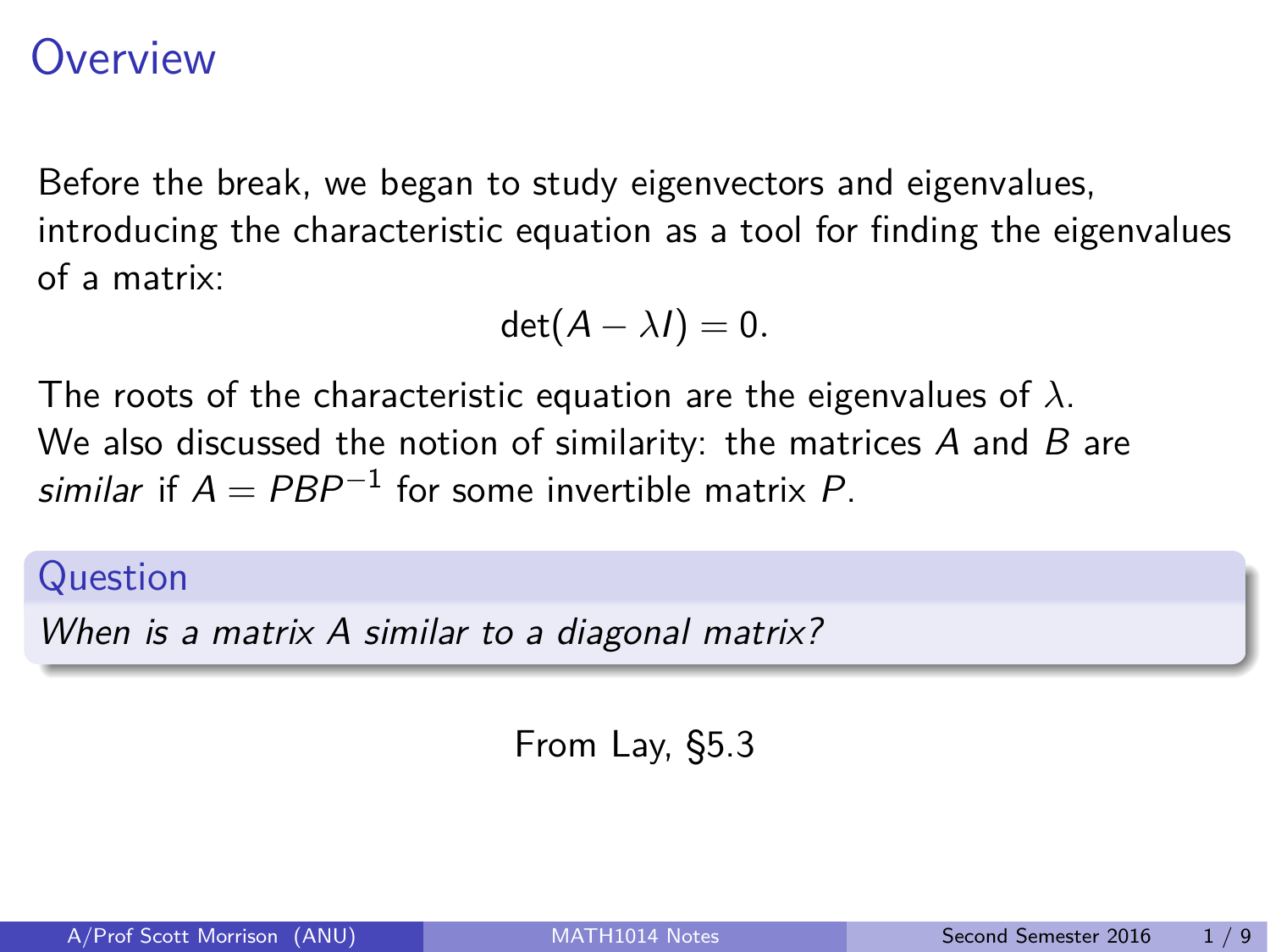# Overview

Before the break, we began to study eigenvectors and eigenvalues, introducing the characteristic equation as a tool for finding the eigenvalues of a matrix:

$$\det(A - \lambda I) = 0.$$

The roots of the characteristic equation are the eigenvalues of $\lambda$.
We also discussed the notion of similarity: the matrices $A$ and $B$ are *similar* if $A = PBP^{-1}$ for some invertible matrix $P$.

**Question**

*When is a matrix $A$ similar to a diagonal matrix?*

From Lay, §5.3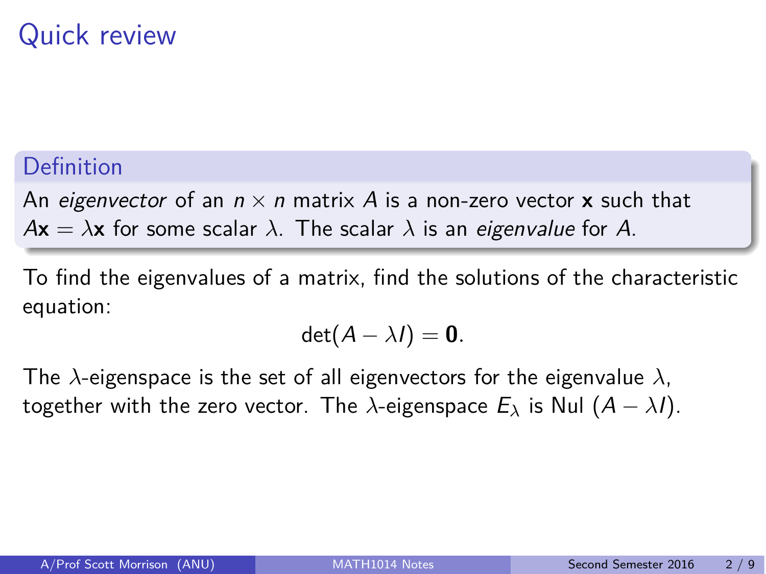# Quick review

**Definition**

An *eigenvector* of an $n \times n$ matrix $A$ is a non-zero vector $\mathbf{x}$ such that $A\mathbf{x} = \lambda\mathbf{x}$ for some scalar $\lambda$. The scalar $\lambda$ is an *eigenvalue* for $A$.

To find the eigenvalues of a matrix, find the solutions of the characteristic equation:

$$\det(A - \lambda I) = \mathbf{0}.$$

The $\lambda$-eigenspace is the set of all eigenvectors for the eigenvalue $\lambda$, together with the zero vector. The $\lambda$-eigenspace $E_\lambda$ is Nul $(A - \lambda I)$.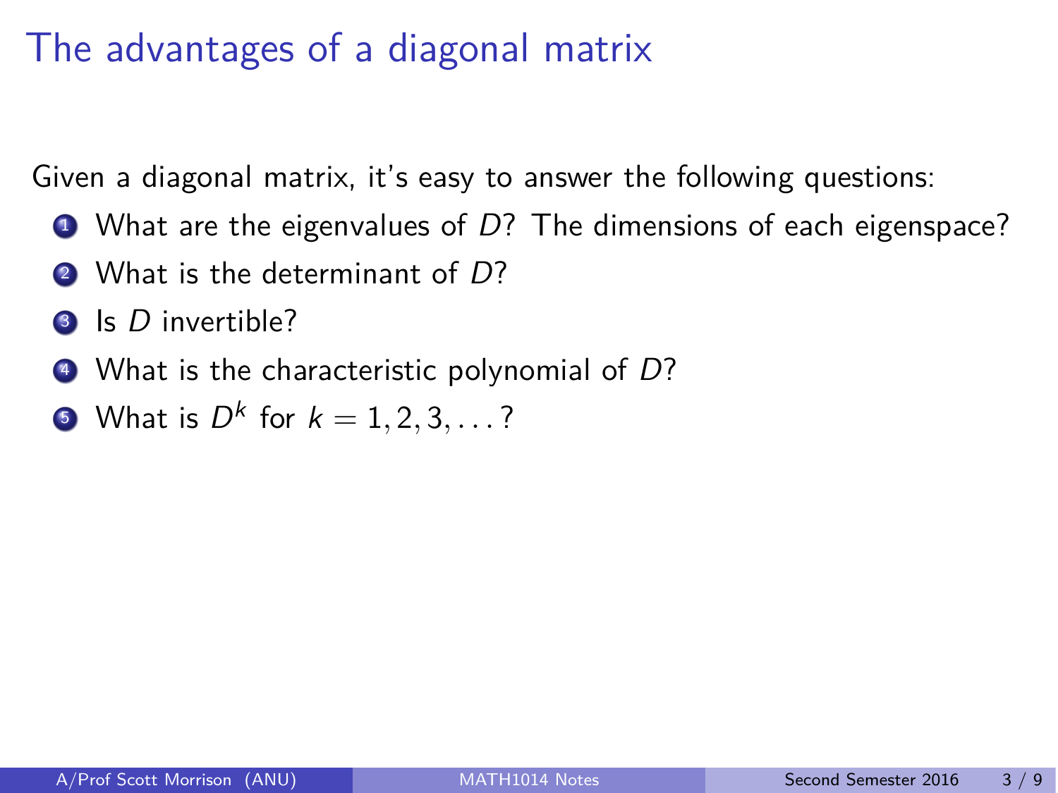# The advantages of a diagonal matrix

Given a diagonal matrix, it's easy to answer the following questions:

1. What are the eigenvalues of $D$? The dimensions of each eigenspace?
2. What is the determinant of $D$?
3. Is $D$ invertible?
4. What is the characteristic polynomial of $D$?
5. What is $D^k$ for $k = 1, 2, 3, \ldots$?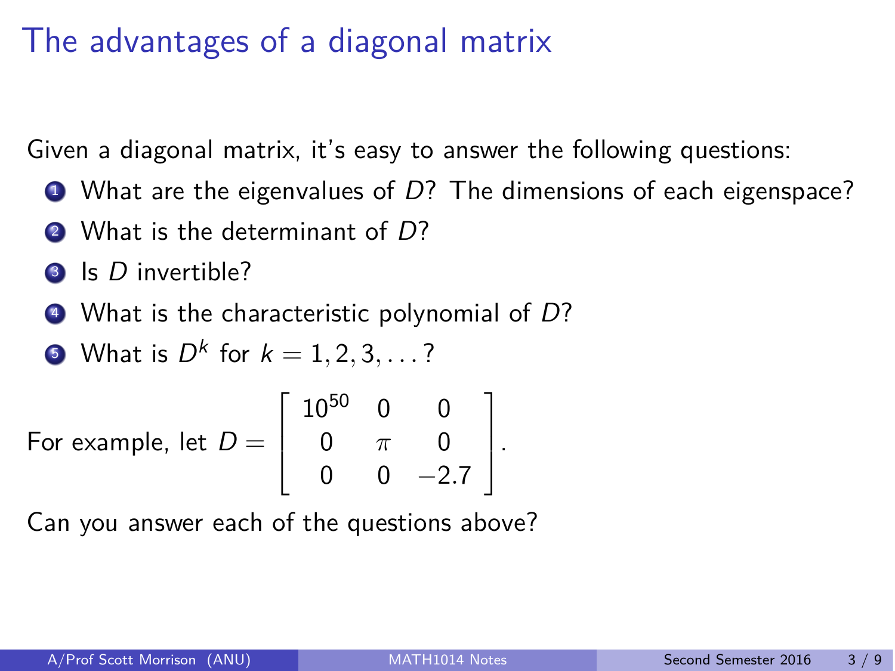# The advantages of a diagonal matrix

Given a diagonal matrix, it's easy to answer the following questions:

1. What are the eigenvalues of $D$? The dimensions of each eigenspace?
2. What is the determinant of $D$?
3. Is $D$ invertible?
4. What is the characteristic polynomial of $D$?
5. What is $D^k$ for $k = 1, 2, 3, \ldots$?

For example, let $D = \begin{bmatrix} 10^{50} & 0 & 0 \\ 0 & \pi & 0 \\ 0 & 0 & -2.7 \end{bmatrix}$.

Can you answer each of the questions above?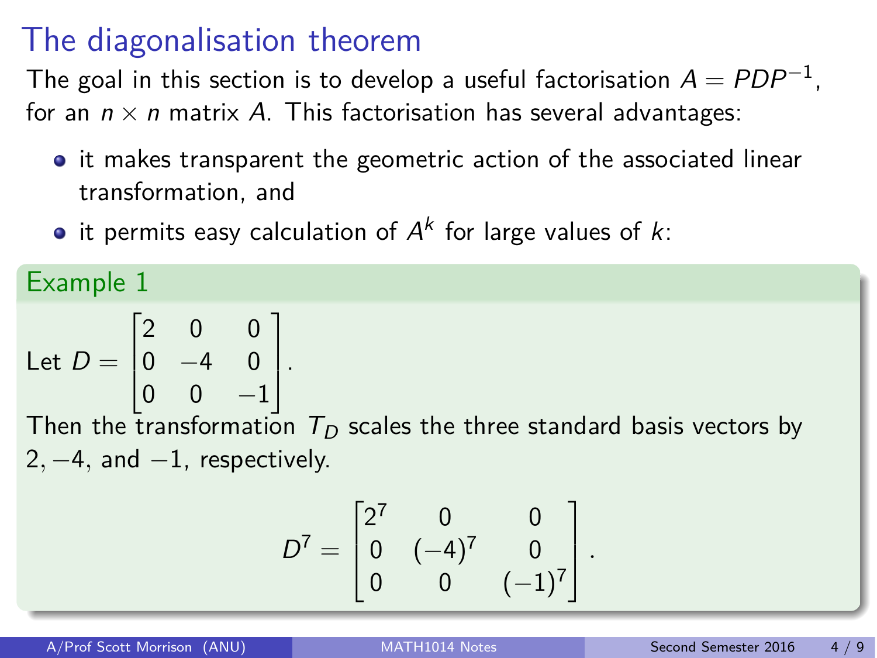# The diagonalisation theorem

The goal in this section is to develop a useful factorisation $A = PDP^{-1}$, for an $n \times n$ matrix $A$. This factorisation has several advantages:

- it makes transparent the geometric action of the associated linear transformation, and
- it permits easy calculation of $A^k$ for large values of $k$:

**Example 1**

Let $D = \begin{bmatrix} 2 & 0 & 0 \\ 0 & -4 & 0 \\ 0 & 0 & -1 \end{bmatrix}$.

Then the transformation $T_D$ scales the three standard basis vectors by $2, -4$, and $-1$, respectively.

$$D^7 = \begin{bmatrix} 2^7 & 0 & 0 \\ 0 & (-4)^7 & 0 \\ 0 & 0 & (-1)^7 \end{bmatrix}.$$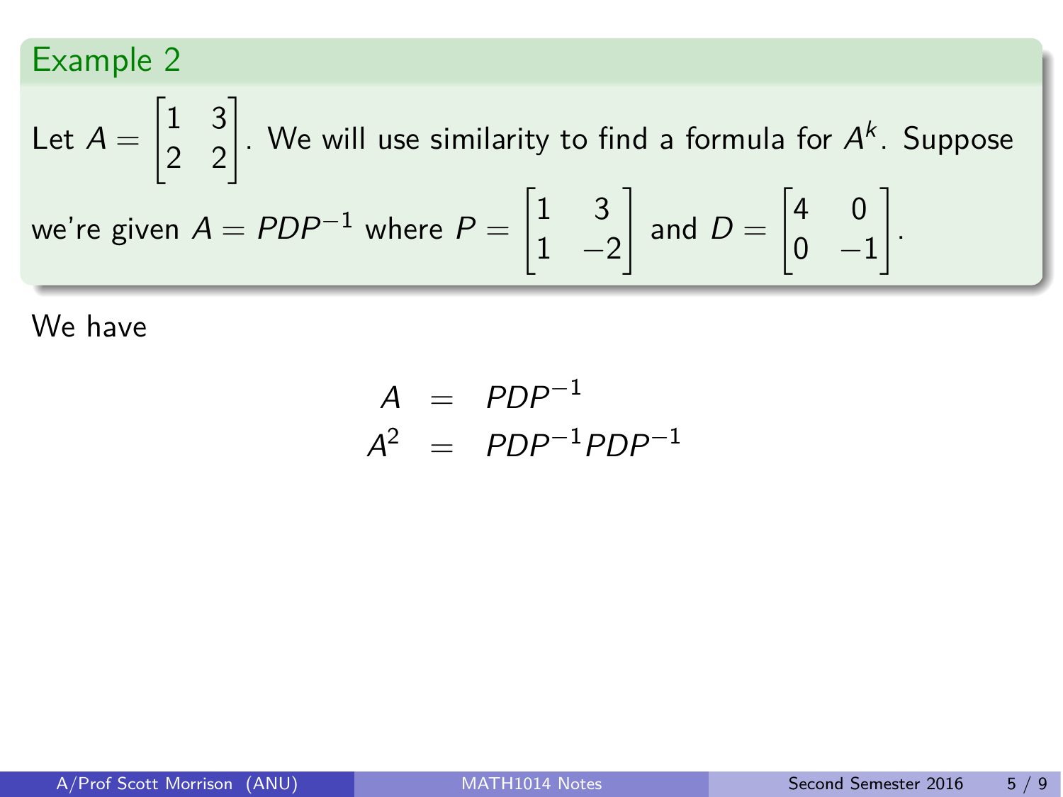## Example 2

Let $A = \begin{bmatrix} 1 & 3 \\ 2 & 2 \end{bmatrix}$. We will use similarity to find a formula for $A^k$. Suppose we're given $A = PDP^{-1}$ where $P = \begin{bmatrix} 1 & 3 \\ 1 & -2 \end{bmatrix}$ and $D = \begin{bmatrix} 4 & 0 \\ 0 & -1 \end{bmatrix}$.

We have

$$
\begin{aligned}
A &= PDP^{-1} \\
A^2 &= PDP^{-1}PDP^{-1}
\end{aligned}
$$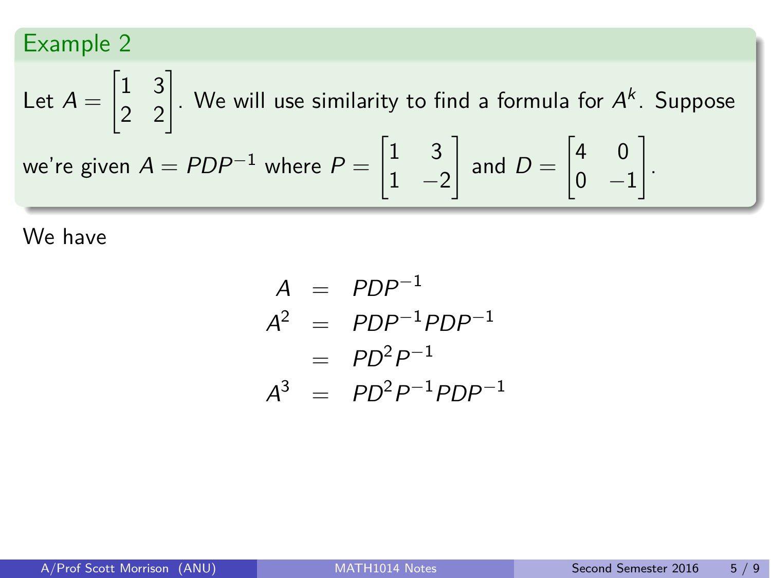## Example 2

Let $A = \begin{bmatrix} 1 & 3 \\ 2 & 2 \end{bmatrix}$. We will use similarity to find a formula for $A^k$. Suppose we're given $A = PDP^{-1}$ where $P = \begin{bmatrix} 1 & 3 \\ 1 & -2 \end{bmatrix}$ and $D = \begin{bmatrix} 4 & 0 \\ 0 & -1 \end{bmatrix}$.

We have

$$
\begin{aligned}
A &= PDP^{-1} \\
A^2 &= PDP^{-1}PDP^{-1} \\
&= PD^2P^{-1} \\
A^3 &= PD^2P^{-1}PDP^{-1}
\end{aligned}
$$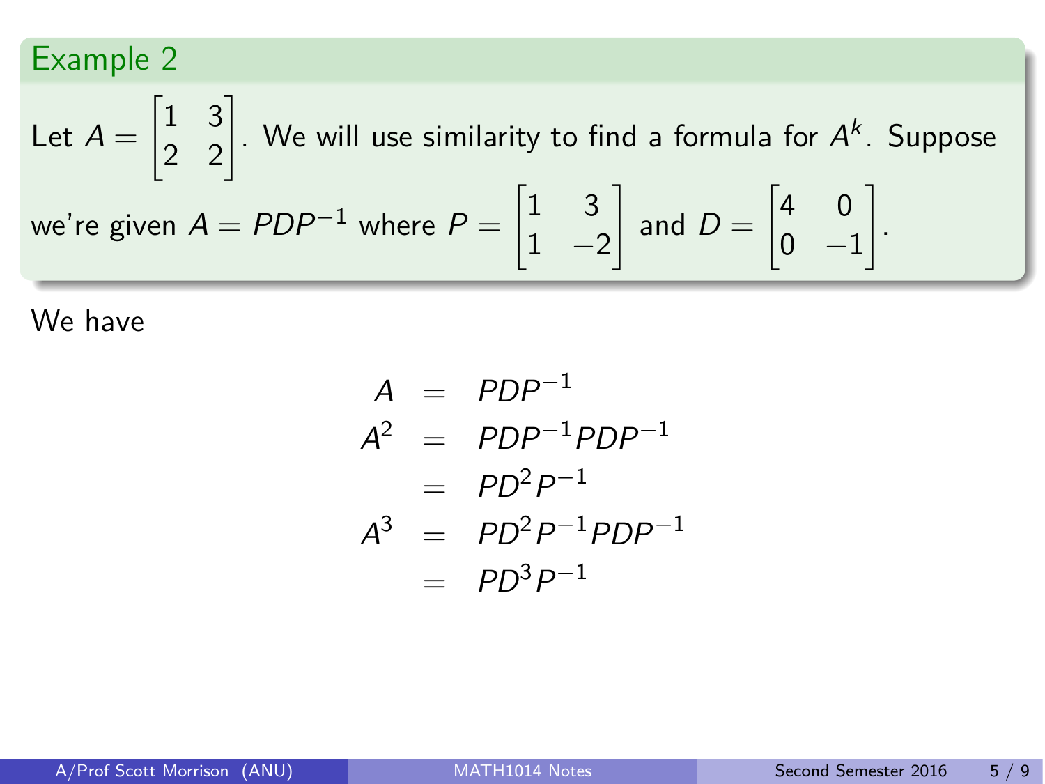## Example 2

Let $A = \begin{bmatrix} 1 & 3 \\ 2 & 2 \end{bmatrix}$. We will use similarity to find a formula for $A^k$. Suppose we're given $A = PDP^{-1}$ where $P = \begin{bmatrix} 1 & 3 \\ 1 & -2 \end{bmatrix}$ and $D = \begin{bmatrix} 4 & 0 \\ 0 & -1 \end{bmatrix}$.

We have

$$
\begin{aligned}
A &= PDP^{-1} \\
A^2 &= PDP^{-1}PDP^{-1} \\
&= PD^2P^{-1} \\
A^3 &= PD^2P^{-1}PDP^{-1} \\
&= PD^3P^{-1}
\end{aligned}
$$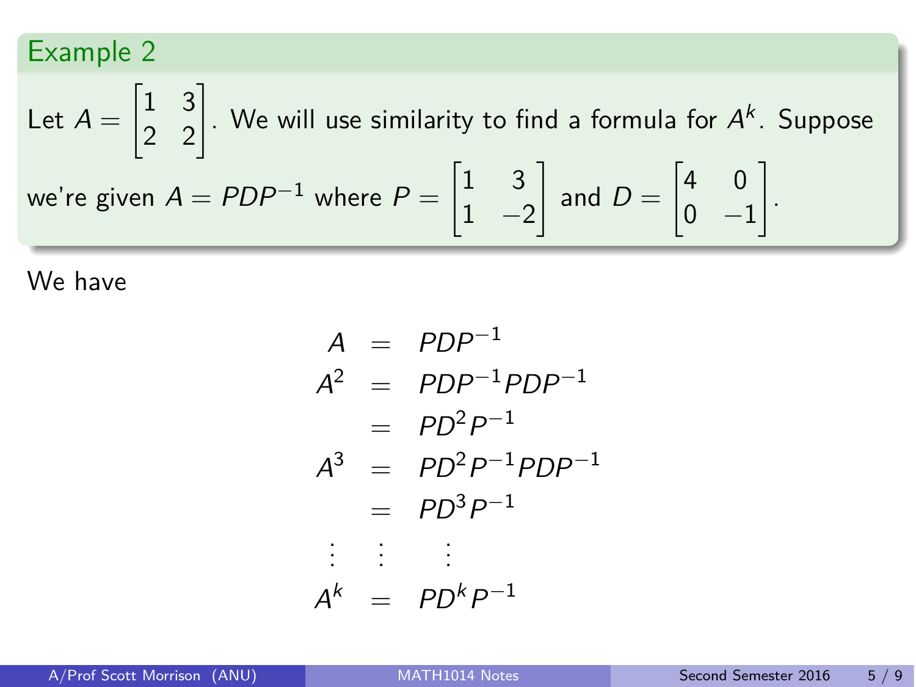## Example 2

Let $A = \begin{bmatrix} 1 & 3 \\ 2 & 2 \end{bmatrix}$. We will use similarity to find a formula for $A^k$. Suppose we're given $A = PDP^{-1}$ where $P = \begin{bmatrix} 1 & 3 \\ 1 & -2 \end{bmatrix}$ and $D = \begin{bmatrix} 4 & 0 \\ 0 & -1 \end{bmatrix}$.

We have

$$
\begin{array}{rcl}
A & = & PDP^{-1} \\
A^2 & = & PDP^{-1}PDP^{-1} \\
 & = & PD^2P^{-1} \\
A^3 & = & PD^2P^{-1}PDP^{-1} \\
 & = & PD^3P^{-1} \\
\vdots & \vdots & \vdots \\
A^k & = & PD^kP^{-1}
\end{array}
$$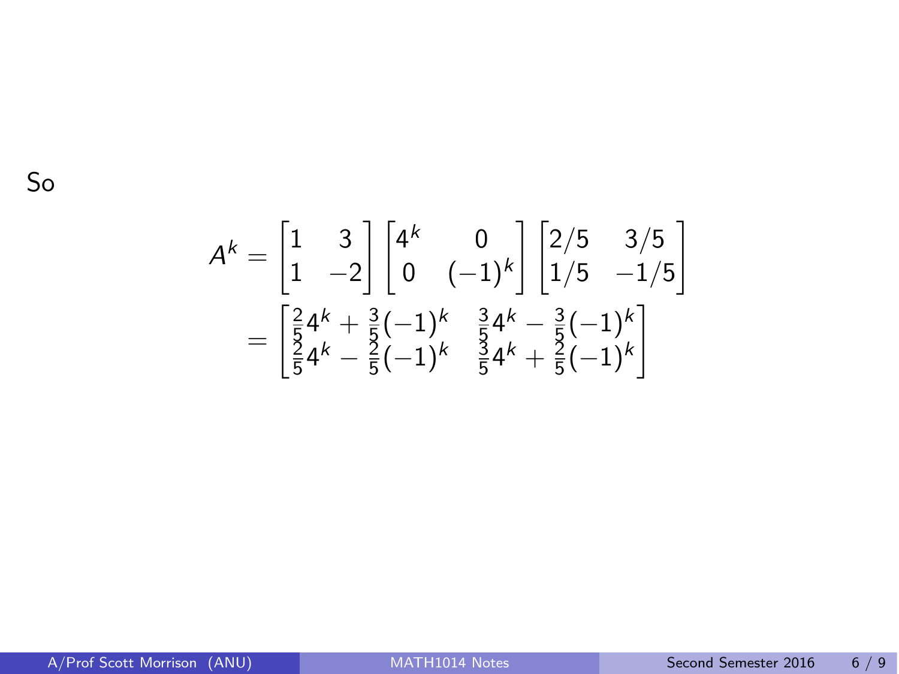So

$$
\begin{aligned}
A^k &= \begin{bmatrix} 1 & 3 \\ 1 & -2 \end{bmatrix} \begin{bmatrix} 4^k & 0 \\ 0 & (-1)^k \end{bmatrix} \begin{bmatrix} 2/5 & 3/5 \\ 1/5 & -1/5 \end{bmatrix} \\
&= \begin{bmatrix} \frac{2}{5}4^k + \frac{3}{5}(-1)^k & \frac{3}{5}4^k - \frac{3}{5}(-1)^k \\ \frac{2}{5}4^k - \frac{2}{5}(-1)^k & \frac{3}{5}4^k + \frac{2}{5}(-1)^k \end{bmatrix}
\end{aligned}
$$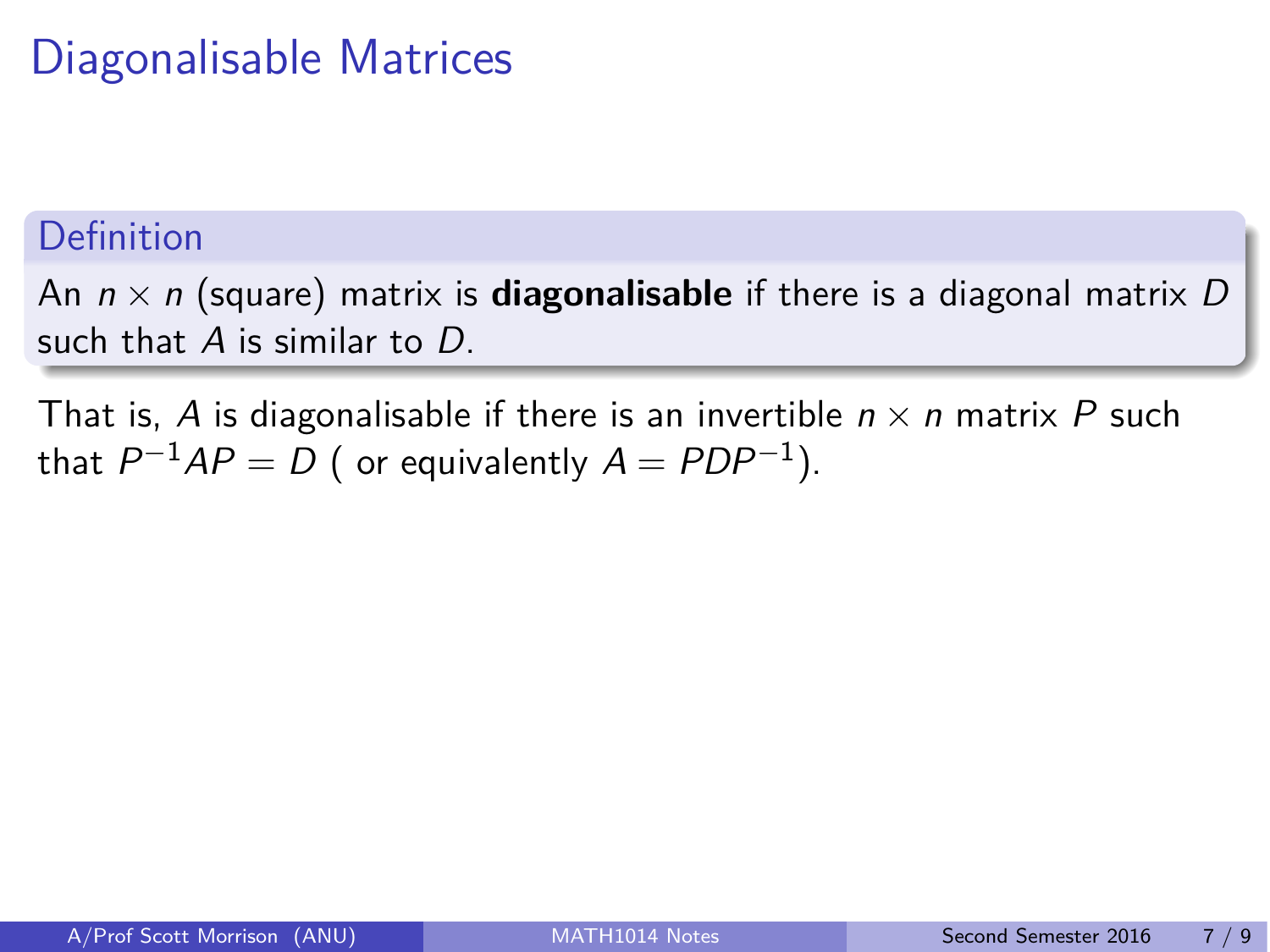# Diagonalisable Matrices

**Definition**

An $n \times n$ (square) matrix is **diagonalisable** if there is a diagonal matrix $D$ such that $A$ is similar to $D$.

That is, $A$ is diagonalisable if there is an invertible $n \times n$ matrix $P$ such that $P^{-1}AP = D$ ( or equivalently $A = PDP^{-1}$).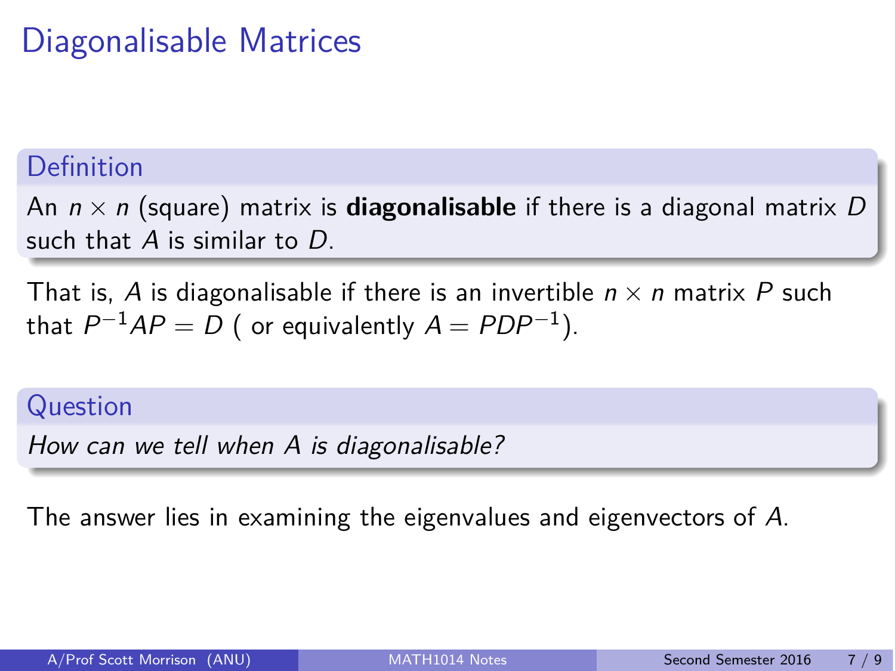# Diagonalisable Matrices

**Definition**

An $n \times n$ (square) matrix is **diagonalisable** if there is a diagonal matrix $D$ such that $A$ is similar to $D$.

That is, $A$ is diagonalisable if there is an invertible $n \times n$ matrix $P$ such that $P^{-1}AP = D$ ( or equivalently $A = PDP^{-1}$).

**Question**

*How can we tell when $A$ is diagonalisable?*

The answer lies in examining the eigenvalues and eigenvectors of $A$.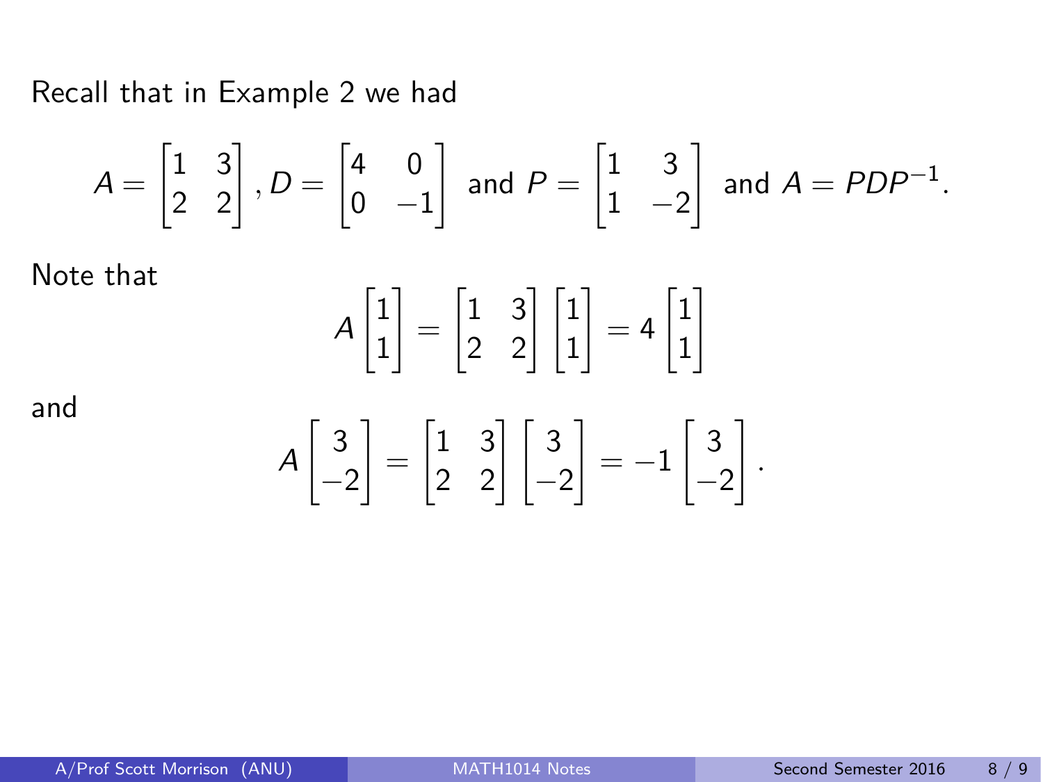Recall that in Example 2 we had

$$A = \begin{bmatrix} 1 & 3 \\ 2 & 2 \end{bmatrix}, D = \begin{bmatrix} 4 & 0 \\ 0 & -1 \end{bmatrix} \text{ and } P = \begin{bmatrix} 1 & 3 \\ 1 & -2 \end{bmatrix} \text{ and } A = PDP^{-1}.$$

Note that

$$A \begin{bmatrix} 1 \\ 1 \end{bmatrix} = \begin{bmatrix} 1 & 3 \\ 2 & 2 \end{bmatrix} \begin{bmatrix} 1 \\ 1 \end{bmatrix} = 4 \begin{bmatrix} 1 \\ 1 \end{bmatrix}$$

and

$$A \begin{bmatrix} 3 \\ -2 \end{bmatrix} = \begin{bmatrix} 1 & 3 \\ 2 & 2 \end{bmatrix} \begin{bmatrix} 3 \\ -2 \end{bmatrix} = -1 \begin{bmatrix} 3 \\ -2 \end{bmatrix}.$$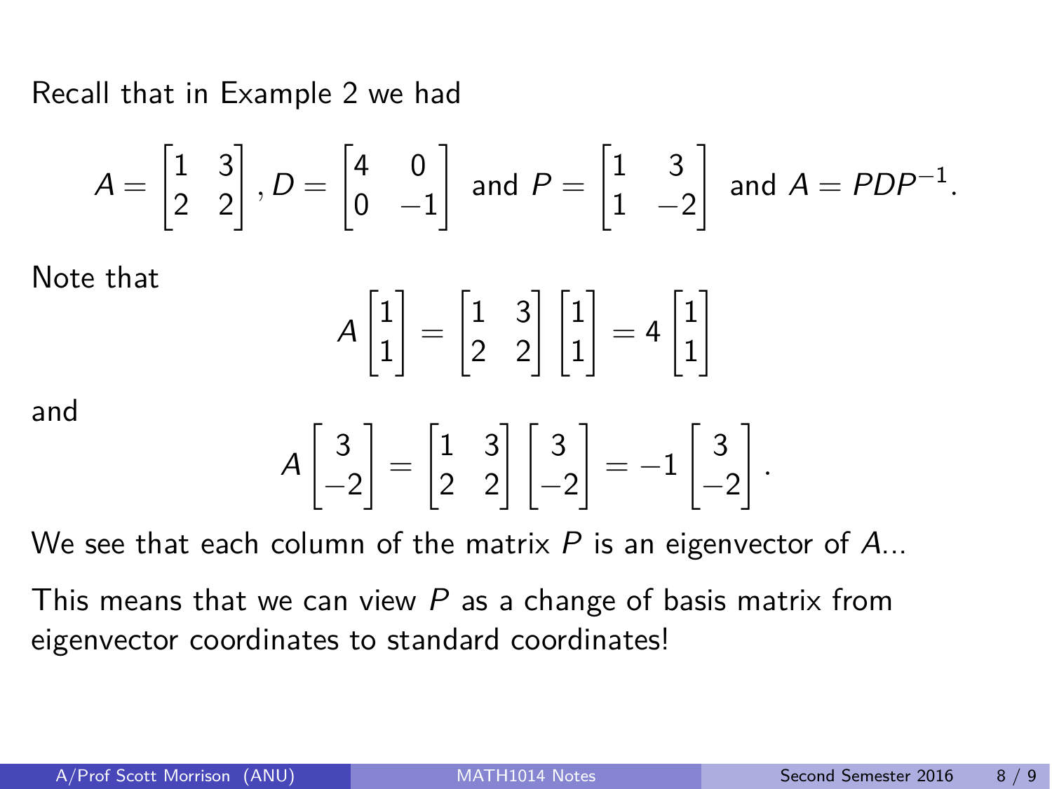Recall that in Example 2 we had

$$A = \begin{bmatrix} 1 & 3 \\ 2 & 2 \end{bmatrix}, D = \begin{bmatrix} 4 & 0 \\ 0 & -1 \end{bmatrix} \text{ and } P = \begin{bmatrix} 1 & 3 \\ 1 & -2 \end{bmatrix} \text{ and } A = PDP^{-1}.$$

Note that

$$A \begin{bmatrix} 1 \\ 1 \end{bmatrix} = \begin{bmatrix} 1 & 3 \\ 2 & 2 \end{bmatrix} \begin{bmatrix} 1 \\ 1 \end{bmatrix} = 4 \begin{bmatrix} 1 \\ 1 \end{bmatrix}$$

and

$$A \begin{bmatrix} 3 \\ -2 \end{bmatrix} = \begin{bmatrix} 1 & 3 \\ 2 & 2 \end{bmatrix} \begin{bmatrix} 3 \\ -2 \end{bmatrix} = -1 \begin{bmatrix} 3 \\ -2 \end{bmatrix}.$$

We see that each column of the matrix $P$ is an eigenvector of $A$...

This means that we can view $P$ as a change of basis matrix from eigenvector coordinates to standard coordinates!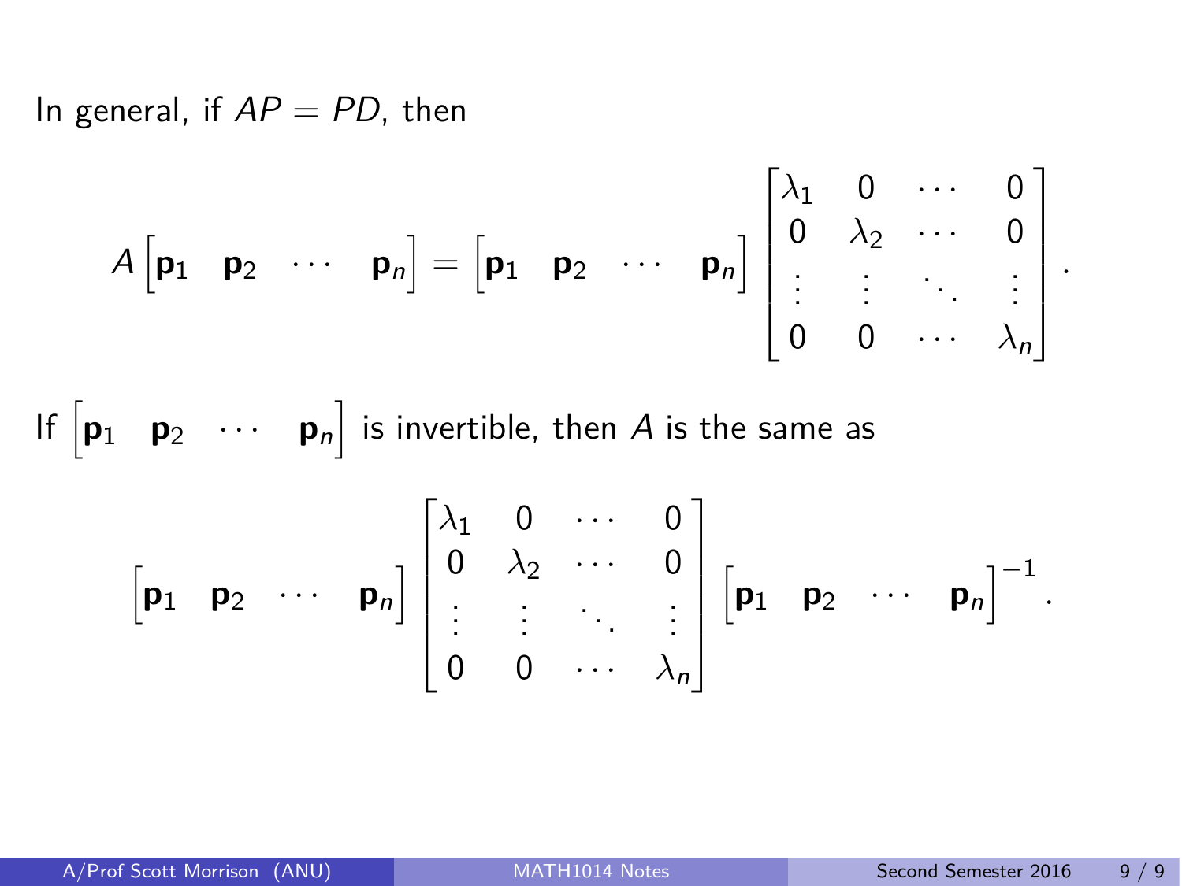In general, if $AP = PD$, then

$$A \begin{bmatrix} \mathbf{p}_1 & \mathbf{p}_2 & \cdots & \mathbf{p}_n \end{bmatrix} = \begin{bmatrix} \mathbf{p}_1 & \mathbf{p}_2 & \cdots & \mathbf{p}_n \end{bmatrix} \begin{bmatrix} \lambda_1 & 0 & \cdots & 0 \\ 0 & \lambda_2 & \cdots & 0 \\ \vdots & \vdots & \ddots & \vdots \\ 0 & 0 & \cdots & \lambda_n \end{bmatrix}.$$

If $\begin{bmatrix} \mathbf{p}_1 & \mathbf{p}_2 & \cdots & \mathbf{p}_n \end{bmatrix}$ is invertible, then $A$ is the same as

$$\begin{bmatrix} \mathbf{p}_1 & \mathbf{p}_2 & \cdots & \mathbf{p}_n \end{bmatrix} \begin{bmatrix} \lambda_1 & 0 & \cdots & 0 \\ 0 & \lambda_2 & \cdots & 0 \\ \vdots & \vdots & \ddots & \vdots \\ 0 & 0 & \cdots & \lambda_n \end{bmatrix} \begin{bmatrix} \mathbf{p}_1 & \mathbf{p}_2 & \cdots & \mathbf{p}_n \end{bmatrix}^{-1}.$$